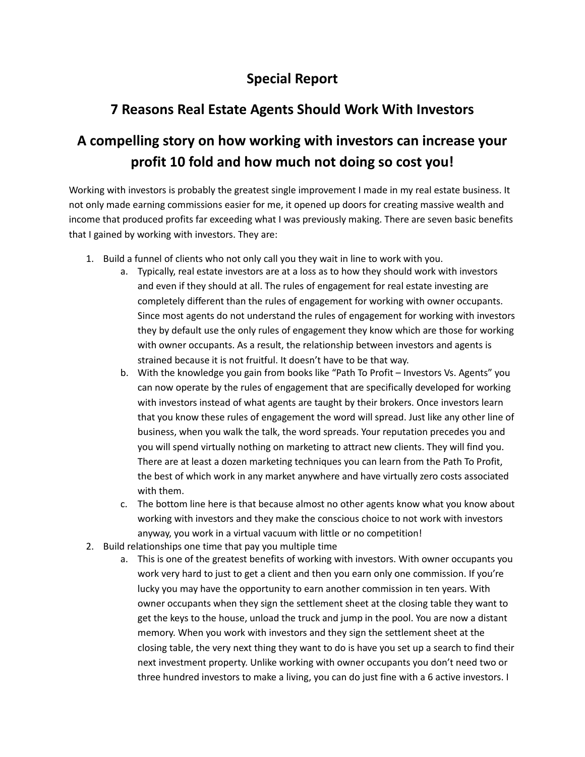# Special Report

## 7 Reasons Real Estate Agents Should Work With Investors

## A compelling story on how working with investors can increase your profit 10 fold and how much not doing so cost you!

Working with investors is probably the greatest single improvement I made in my real estate business. It not only made earning commissions easier for me, it opened up doors for creating massive wealth and income that produced profits far exceeding what I was previously making. There are seven basic benefits that I gained by working with investors. They are:

1. Build a funnel of clients who not only call you they wait in line to work with you.
   a. Typically, real estate investors are at a loss as to how they should work with investors and even if they should at all. The rules of engagement for real estate investing are completely different than the rules of engagement for working with owner occupants. Since most agents do not understand the rules of engagement for working with investors they by default use the only rules of engagement they know which are those for working with owner occupants. As a result, the relationship between investors and agents is strained because it is not fruitful. It doesn't have to be that way.
   b. With the knowledge you gain from books like "Path To Profit – Investors Vs. Agents" you can now operate by the rules of engagement that are specifically developed for working with investors instead of what agents are taught by their brokers. Once investors learn that you know these rules of engagement the word will spread. Just like any other line of business, when you walk the talk, the word spreads. Your reputation precedes you and you will spend virtually nothing on marketing to attract new clients. They will find you. There are at least a dozen marketing techniques you can learn from the Path To Profit, the best of which work in any market anywhere and have virtually zero costs associated with them.
   c. The bottom line here is that because almost no other agents know what you know about working with investors and they make the conscious choice to not work with investors anyway, you work in a virtual vacuum with little or no competition!
2. Build relationships one time that pay you multiple time
   a. This is one of the greatest benefits of working with investors. With owner occupants you work very hard to just to get a client and then you earn only one commission. If you're lucky you may have the opportunity to earn another commission in ten years. With owner occupants when they sign the settlement sheet at the closing table they want to get the keys to the house, unload the truck and jump in the pool. You are now a distant memory. When you work with investors and they sign the settlement sheet at the closing table, the very next thing they want to do is have you set up a search to find their next investment property. Unlike working with owner occupants you don't need two or three hundred investors to make a living, you can do just fine with a 6 active investors. I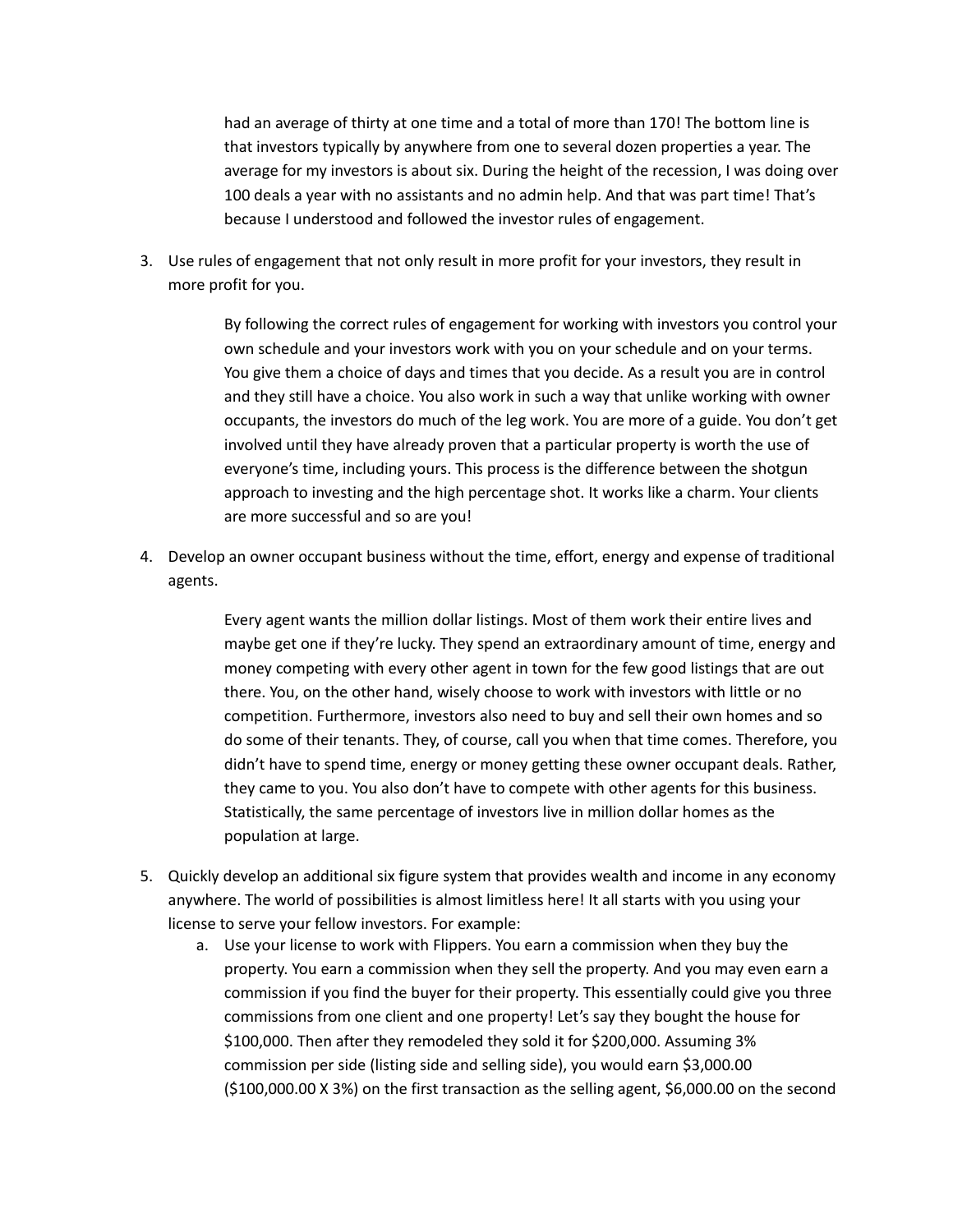had an average of thirty at one time and a total of more than 170! The bottom line is that investors typically by anywhere from one to several dozen properties a year. The average for my investors is about six. During the height of the recession, I was doing over 100 deals a year with no assistants and no admin help. And that was part time! That's because I understood and followed the investor rules of engagement.

3. Use rules of engagement that not only result in more profit for your investors, they result in more profit for you.

   By following the correct rules of engagement for working with investors you control your own schedule and your investors work with you on your schedule and on your terms. You give them a choice of days and times that you decide. As a result you are in control and they still have a choice. You also work in such a way that unlike working with owner occupants, the investors do much of the leg work. You are more of a guide. You don't get involved until they have already proven that a particular property is worth the use of everyone's time, including yours. This process is the difference between the shotgun approach to investing and the high percentage shot. It works like a charm. Your clients are more successful and so are you!

4. Develop an owner occupant business without the time, effort, energy and expense of traditional agents.

   Every agent wants the million dollar listings. Most of them work their entire lives and maybe get one if they're lucky. They spend an extraordinary amount of time, energy and money competing with every other agent in town for the few good listings that are out there. You, on the other hand, wisely choose to work with investors with little or no competition. Furthermore, investors also need to buy and sell their own homes and so do some of their tenants. They, of course, call you when that time comes. Therefore, you didn't have to spend time, energy or money getting these owner occupant deals. Rather, they came to you. You also don't have to compete with other agents for this business. Statistically, the same percentage of investors live in million dollar homes as the population at large.

5. Quickly develop an additional six figure system that provides wealth and income in any economy anywhere. The world of possibilities is almost limitless here! It all starts with you using your license to serve your fellow investors. For example:
   a. Use your license to work with Flippers. You earn a commission when they buy the property. You earn a commission when they sell the property. And you may even earn a commission if you find the buyer for their property. This essentially could give you three commissions from one client and one property! Let's say they bought the house for $100,000. Then after they remodeled they sold it for $200,000. Assuming 3% commission per side (listing side and selling side), you would earn $3,000.00 ($100,000.00 X 3%) on the first transaction as the selling agent, $6,000.00 on the second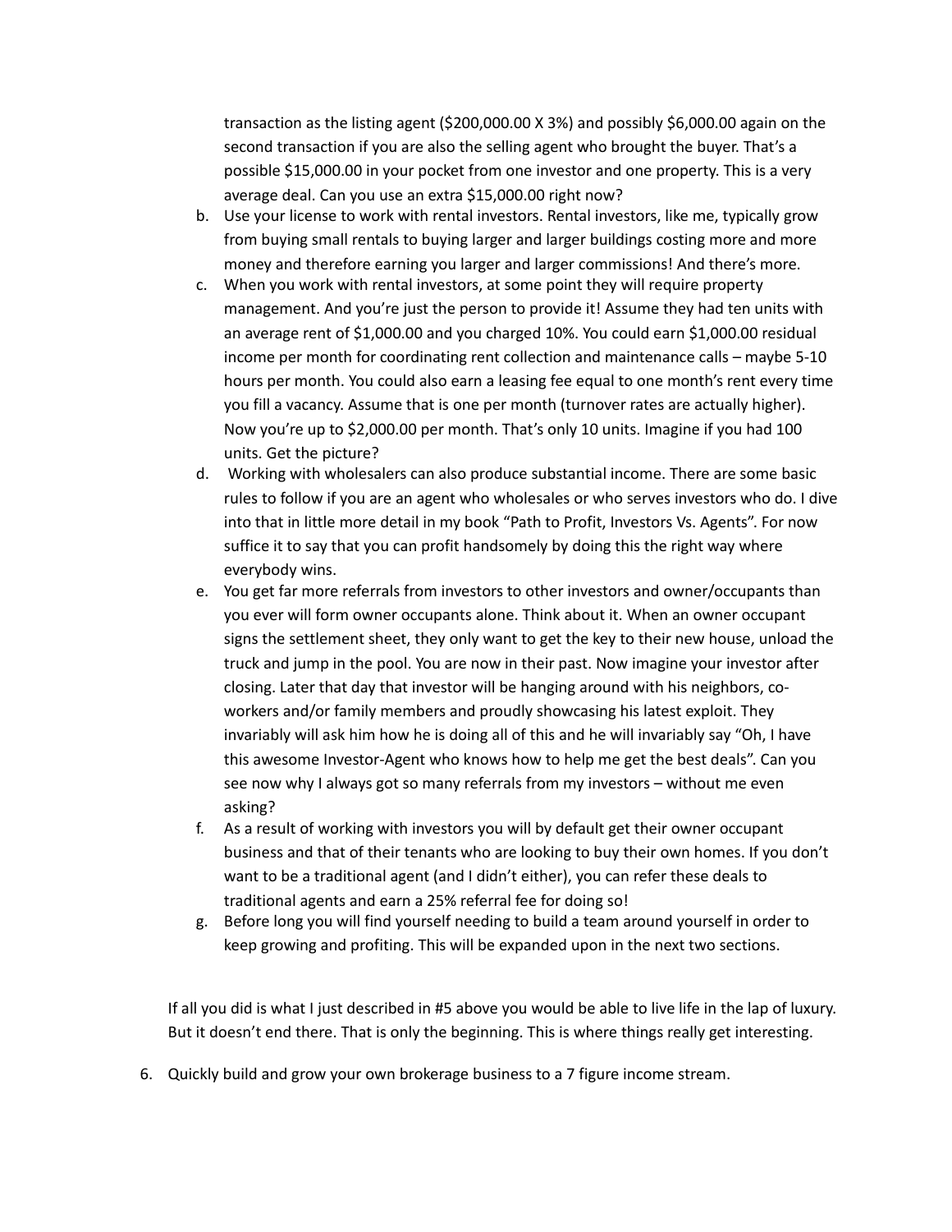transaction as the listing agent ($200,000.00 X 3%) and possibly $6,000.00 again on the second transaction if you are also the selling agent who brought the buyer. That's a possible $15,000.00 in your pocket from one investor and one property. This is a very average deal. Can you use an extra $15,000.00 right now?

b. Use your license to work with rental investors. Rental investors, like me, typically grow from buying small rentals to buying larger and larger buildings costing more and more money and therefore earning you larger and larger commissions! And there's more.
c. When you work with rental investors, at some point they will require property management. And you're just the person to provide it! Assume they had ten units with an average rent of $1,000.00 and you charged 10%. You could earn $1,000.00 residual income per month for coordinating rent collection and maintenance calls – maybe 5-10 hours per month. You could also earn a leasing fee equal to one month's rent every time you fill a vacancy. Assume that is one per month (turnover rates are actually higher). Now you're up to $2,000.00 per month. That's only 10 units. Imagine if you had 100 units. Get the picture?
d. Working with wholesalers can also produce substantial income. There are some basic rules to follow if you are an agent who wholesales or who serves investors who do. I dive into that in little more detail in my book "Path to Profit, Investors Vs. Agents". For now suffice it to say that you can profit handsomely by doing this the right way where everybody wins.
e. You get far more referrals from investors to other investors and owner/occupants than you ever will form owner occupants alone. Think about it. When an owner occupant signs the settlement sheet, they only want to get the key to their new house, unload the truck and jump in the pool. You are now in their past. Now imagine your investor after closing. Later that day that investor will be hanging around with his neighbors, co-workers and/or family members and proudly showcasing his latest exploit. They invariably will ask him how he is doing all of this and he will invariably say "Oh, I have this awesome Investor-Agent who knows how to help me get the best deals". Can you see now why I always got so many referrals from my investors – without me even asking?
f. As a result of working with investors you will by default get their owner occupant business and that of their tenants who are looking to buy their own homes. If you don't want to be a traditional agent (and I didn't either), you can refer these deals to traditional agents and earn a 25% referral fee for doing so!
g. Before long you will find yourself needing to build a team around yourself in order to keep growing and profiting. This will be expanded upon in the next two sections.

If all you did is what I just described in #5 above you would be able to live life in the lap of luxury. But it doesn't end there. That is only the beginning. This is where things really get interesting.

6. Quickly build and grow your own brokerage business to a 7 figure income stream.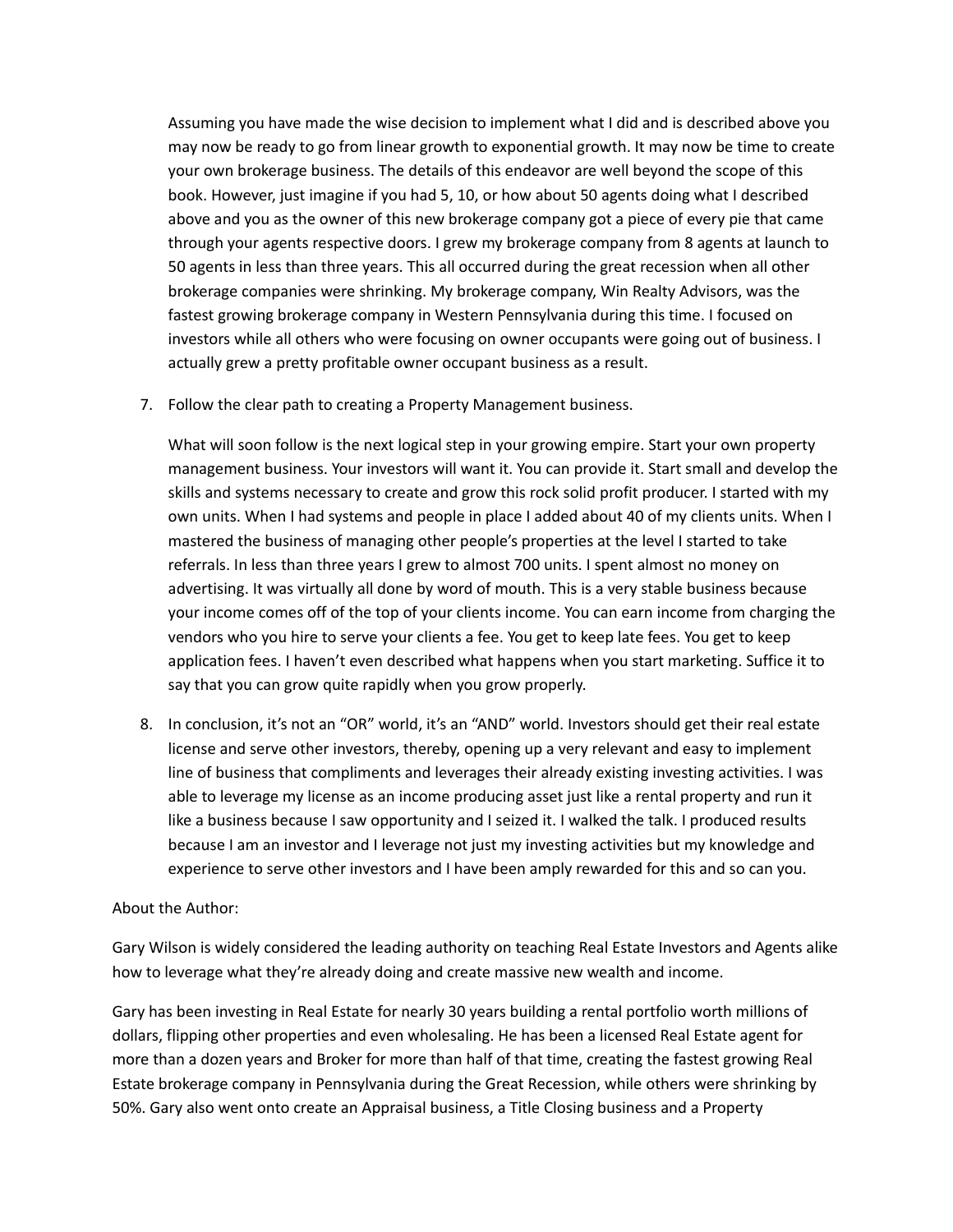Assuming you have made the wise decision to implement what I did and is described above you may now be ready to go from linear growth to exponential growth. It may now be time to create your own brokerage business. The details of this endeavor are well beyond the scope of this book. However, just imagine if you had 5, 10, or how about 50 agents doing what I described above and you as the owner of this new brokerage company got a piece of every pie that came through your agents respective doors. I grew my brokerage company from 8 agents at launch to 50 agents in less than three years. This all occurred during the great recession when all other brokerage companies were shrinking. My brokerage company, Win Realty Advisors, was the fastest growing brokerage company in Western Pennsylvania during this time. I focused on investors while all others who were focusing on owner occupants were going out of business. I actually grew a pretty profitable owner occupant business as a result.

7. Follow the clear path to creating a Property Management business.

   What will soon follow is the next logical step in your growing empire. Start your own property management business. Your investors will want it. You can provide it. Start small and develop the skills and systems necessary to create and grow this rock solid profit producer. I started with my own units. When I had systems and people in place I added about 40 of my clients units. When I mastered the business of managing other people's properties at the level I started to take referrals. In less than three years I grew to almost 700 units. I spent almost no money on advertising. It was virtually all done by word of mouth. This is a very stable business because your income comes off of the top of your clients income. You can earn income from charging the vendors who you hire to serve your clients a fee. You get to keep late fees. You get to keep application fees. I haven't even described what happens when you start marketing. Suffice it to say that you can grow quite rapidly when you grow properly.

8. In conclusion, it's not an "OR" world, it's an "AND" world. Investors should get their real estate license and serve other investors, thereby, opening up a very relevant and easy to implement line of business that compliments and leverages their already existing investing activities. I was able to leverage my license as an income producing asset just like a rental property and run it like a business because I saw opportunity and I seized it. I walked the talk. I produced results because I am an investor and I leverage not just my investing activities but my knowledge and experience to serve other investors and I have been amply rewarded for this and so can you.

About the Author:

Gary Wilson is widely considered the leading authority on teaching Real Estate Investors and Agents alike how to leverage what they're already doing and create massive new wealth and income.

Gary has been investing in Real Estate for nearly 30 years building a rental portfolio worth millions of dollars, flipping other properties and even wholesaling. He has been a licensed Real Estate agent for more than a dozen years and Broker for more than half of that time, creating the fastest growing Real Estate brokerage company in Pennsylvania during the Great Recession, while others were shrinking by 50%. Gary also went onto create an Appraisal business, a Title Closing business and a Property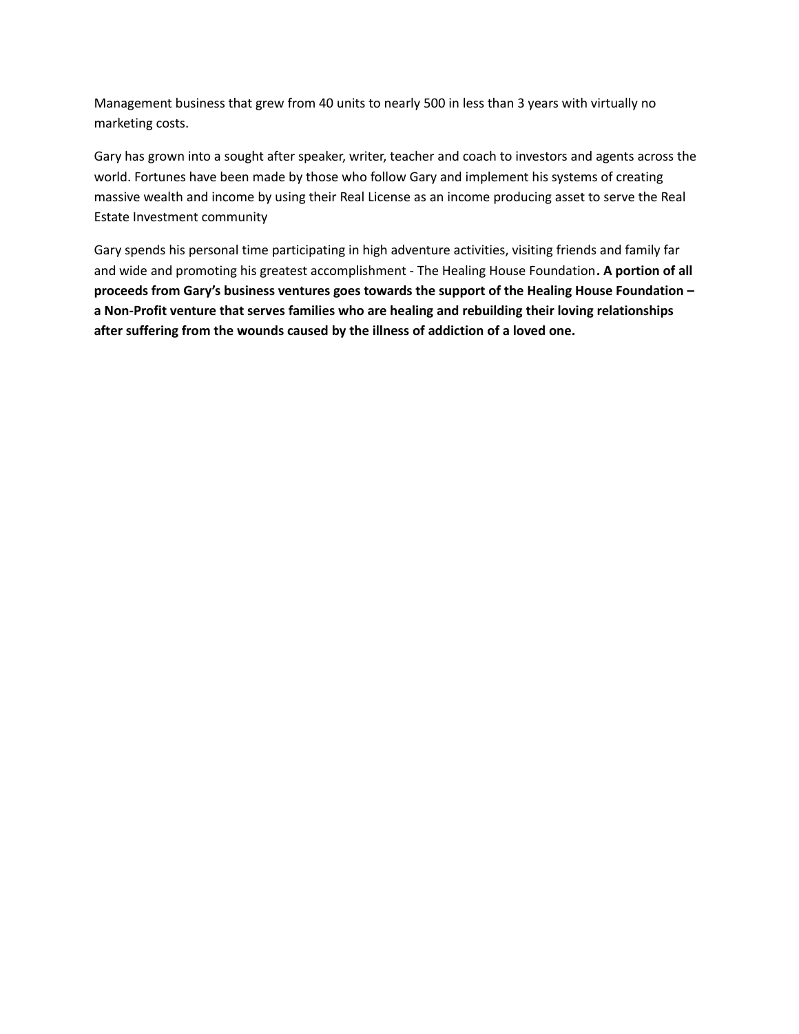Management business that grew from 40 units to nearly 500 in less than 3 years with virtually no marketing costs.

Gary has grown into a sought after speaker, writer, teacher and coach to investors and agents across the world. Fortunes have been made by those who follow Gary and implement his systems of creating massive wealth and income by using their Real License as an income producing asset to serve the Real Estate Investment community

Gary spends his personal time participating in high adventure activities, visiting friends and family far and wide and promoting his greatest accomplishment - The Healing House Foundation**. A portion of all proceeds from Gary's business ventures goes towards the support of the Healing House Foundation – a Non-Profit venture that serves families who are healing and rebuilding their loving relationships after suffering from the wounds caused by the illness of addiction of a loved one.**